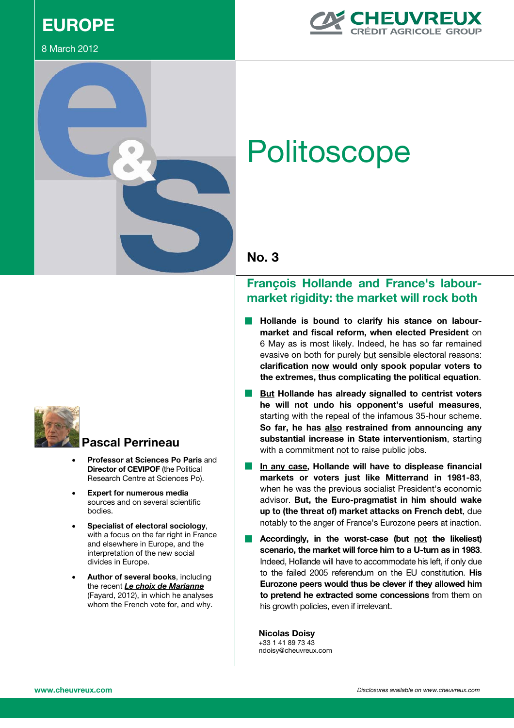EUROPE

8 March 2012

CHEUVREUX
CRÉDIT AGRICOLE GROUP

# Politoscope

## No. 3

## François Hollande and France's labour-market rigidity: the market will rock both

- **Hollande is bound to clarify his stance on labour-market and fiscal reform, when elected President** on 6 May as is most likely. Indeed, he has so far remained evasive on both for purely but sensible electoral reasons: **clarification now would only spook popular voters to the extremes, thus complicating the political equation**.
- **But Hollande has already signalled to centrist voters he will not undo his opponent's useful measures**, starting with the repeal of the infamous 35-hour scheme. **So far, he has also restrained from announcing any substantial increase in State interventionism**, starting with a commitment not to raise public jobs.
- **In any case, Hollande will have to displease financial markets or voters just like Mitterrand in 1981-83**, when he was the previous socialist President's economic advisor. **But, the Euro-pragmatist in him should wake up to (the threat of) market attacks on French debt**, due notably to the anger of France's Eurozone peers at inaction.
- **Accordingly, in the worst-case (but not the likeliest) scenario, the market will force him to a U-turn as in 1983**. Indeed, Hollande will have to accommodate his left, if only due to the failed 2005 referendum on the EU constitution. **His Eurozone peers would thus be clever if they allowed him to pretend he extracted some concessions** from them on his growth policies, even if irrelevant.

**Nicolas Doisy**
+33 1 41 89 73 43
ndoisy@cheuvreux.com

### Pascal Perrineau

- **Professor at Sciences Po Paris** and **Director of CEVIPOF** (the Political Research Centre at Sciences Po).
- **Expert for numerous media** sources and on several scientific bodies.
- **Specialist of electoral sociology**, with a focus on the far right in France and elsewhere in Europe, and the interpretation of the new social divides in Europe.
- **Author of several books**, including the recent ***Le choix de Marianne*** (Fayard, 2012), in which he analyses whom the French vote for, and why.

www.cheuvreux.com

*Disclosures available on www.cheuvreux.com*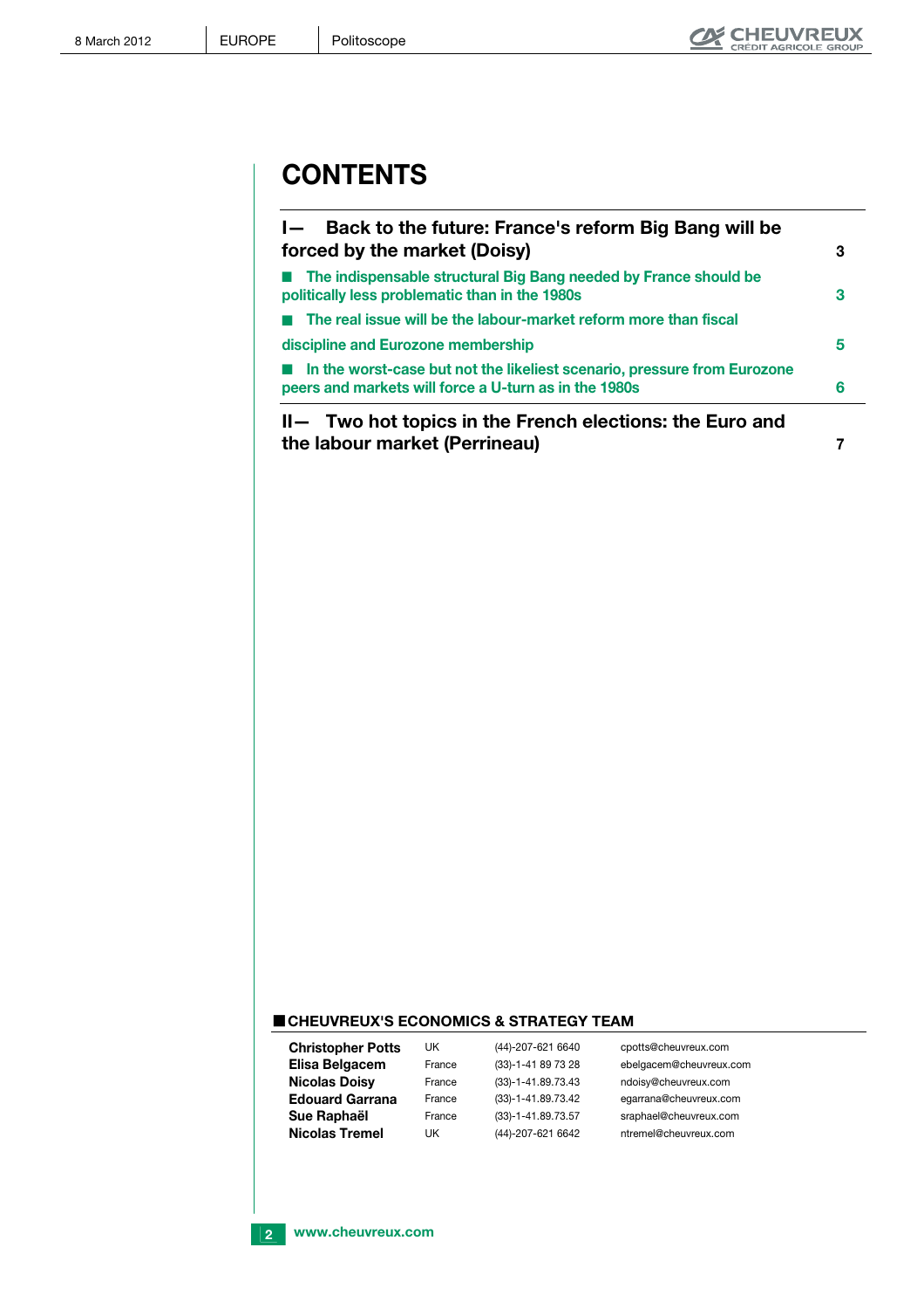# CONTENTS

| | |
|---|---|
| **I— Back to the future: France's reform Big Bang will be forced by the market (Doisy)** | **3** |
| ■ The indispensable structural Big Bang needed by France should be politically less problematic than in the 1980s | 3 |
| ■ The real issue will be the labour-market reform more than fiscal discipline and Eurozone membership | 5 |
| ■ In the worst-case but not the likeliest scenario, pressure from Eurozone peers and markets will force a U-turn as in the 1980s | 6 |
| **II— Two hot topics in the French elections: the Euro and the labour market (Perrineau)** | **7** |

## CHEUVREUX'S ECONOMICS & STRATEGY TEAM

| | | | |
|---|---|---|---|
| **Christopher Potts** | UK | (44)-207-621 6640 | cpotts@cheuvreux.com |
| **Elisa Belgacem** | France | (33)-1-41 89 73 28 | ebelgacem@cheuvreux.com |
| **Nicolas Doisy** | France | (33)-1-41.89.73.43 | ndoisy@cheuvreux.com |
| **Edouard Garrana** | France | (33)-1-41.89.73.42 | egarrana@cheuvreux.com |
| **Sue Raphaël** | France | (33)-1-41.89.73.57 | sraphael@cheuvreux.com |
| **Nicolas Tremel** | UK | (44)-207-621 6642 | ntremel@cheuvreux.com |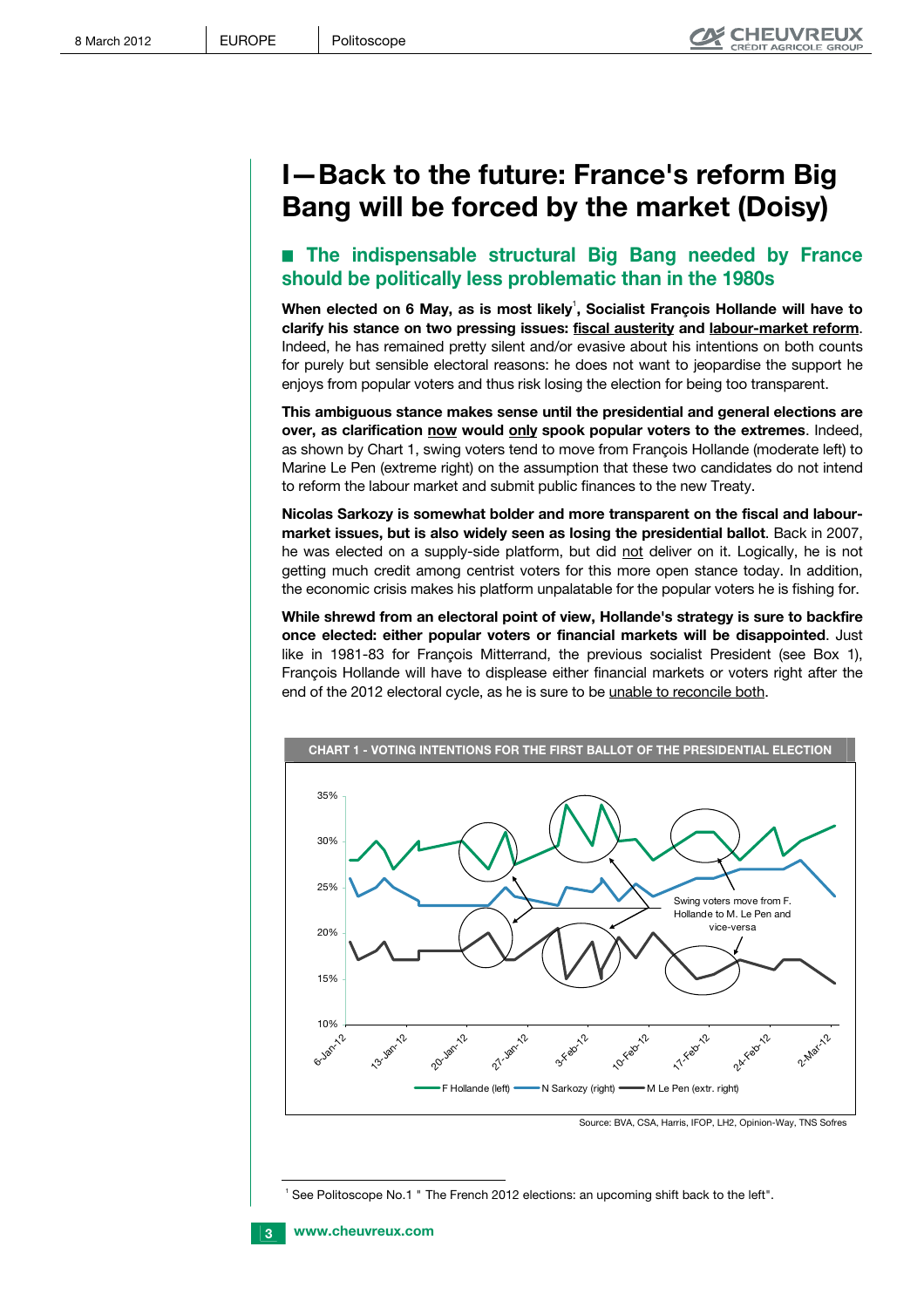# I—Back to the future: France's reform Big Bang will be forced by the market (Doisy)

## ■ The indispensable structural Big Bang needed by France should be politically less problematic than in the 1980s

**When elected on 6 May, as is most likely[1], Socialist François Hollande will have to clarify his stance on two pressing issues: fiscal austerity and labour-market reform.** Indeed, he has remained pretty silent and/or evasive about his intentions on both counts for purely but sensible electoral reasons: he does not want to jeopardise the support he enjoys from popular voters and thus risk losing the election for being too transparent.

**This ambiguous stance makes sense until the presidential and general elections are over, as clarification now would only spook popular voters to the extremes.** Indeed, as shown by Chart 1, swing voters tend to move from François Hollande (moderate left) to Marine Le Pen (extreme right) on the assumption that these two candidates do not intend to reform the labour market and submit public finances to the new Treaty.

**Nicolas Sarkozy is somewhat bolder and more transparent on the fiscal and labour-market issues, but is also widely seen as losing the presidential ballot.** Back in 2007, he was elected on a supply-side platform, but did not deliver on it. Logically, he is not getting much credit among centrist voters for this more open stance today. In addition, the economic crisis makes his platform unpalatable for the popular voters he is fishing for.

**While shrewd from an electoral point of view, Hollande's strategy is sure to backfire once elected: either popular voters or financial markets will be disappointed.** Just like in 1981-83 for François Mitterrand, the previous socialist President (see Box 1), François Hollande will have to displease either financial markets or voters right after the end of the 2012 electoral cycle, as he is sure to be unable to reconcile both.

**CHART 1 - VOTING INTENTIONS FOR THE FIRST BALLOT OF THE PRESIDENTIAL ELECTION**

Swing voters move from F. Hollande to M. Le Pen and vice-versa

F Hollande (left) — N Sarkozy (right) — M Le Pen (extr. right)

Source: BVA, CSA, Harris, IFOP, LH2, Opinion-Way, TNS Sofres

---

[1] See Politoscope No.1 " The French 2012 elections: an upcoming shift back to the left".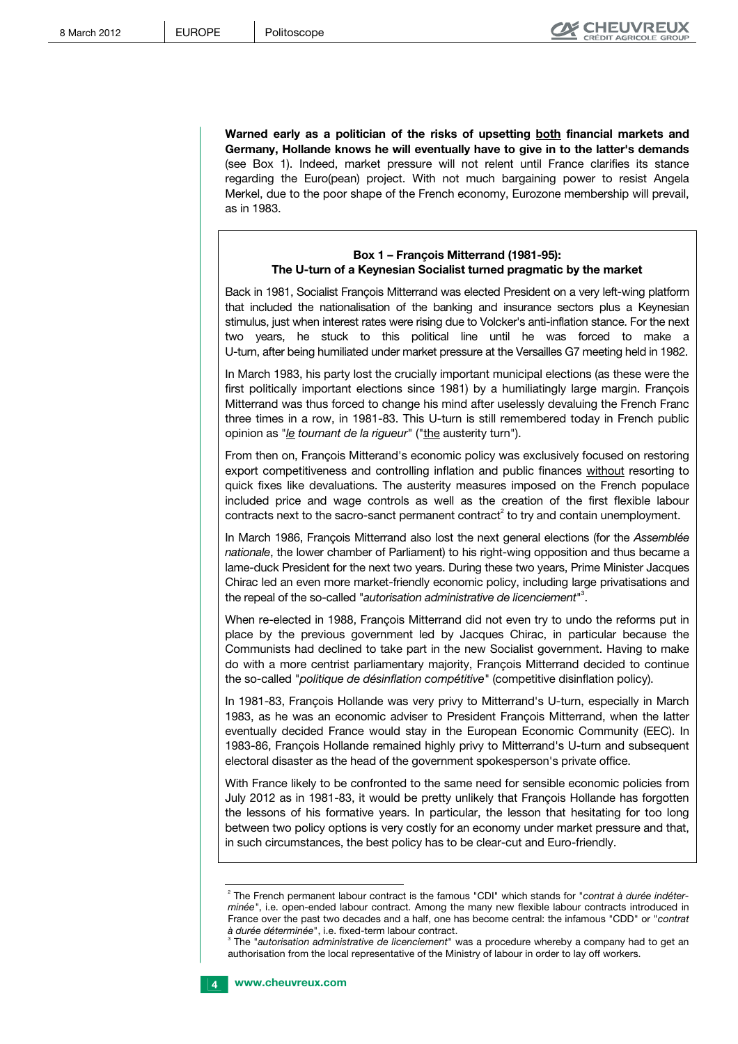**Warned early as a politician of the risks of upsetting both financial markets and Germany, Hollande knows he will eventually have to give in to the latter's demands** (see Box 1). Indeed, market pressure will not relent until France clarifies its stance regarding the Euro(pean) project. With not much bargaining power to resist Angela Merkel, due to the poor shape of the French economy, Eurozone membership will prevail, as in 1983.

**Box 1 – François Mitterrand (1981-95): The U-turn of a Keynesian Socialist turned pragmatic by the market**

Back in 1981, Socialist François Mitterrand was elected President on a very left-wing platform that included the nationalisation of the banking and insurance sectors plus a Keynesian stimulus, just when interest rates were rising due to Volcker's anti-inflation stance. For the next two years, he stuck to this political line until he was forced to make a U-turn, after being humiliated under market pressure at the Versailles G7 meeting held in 1982.

In March 1983, his party lost the crucially important municipal elections (as these were the first politically important elections since 1981) by a humiliatingly large margin. François Mitterrand was thus forced to change his mind after uselessly devaluing the French Franc three times in a row, in 1981-83. This U-turn is still remembered today in French public opinion as "*le tournant de la rigueur*" ("the austerity turn").

From then on, François Mitterrand's economic policy was exclusively focused on restoring export competitiveness and controlling inflation and public finances without resorting to quick fixes like devaluations. The austerity measures imposed on the French populace included price and wage controls as well as the creation of the first flexible labour contracts next to the sacro-sanct permanent contract[2] to try and contain unemployment.

In March 1986, François Mitterrand also lost the next general elections (for the *Assemblée nationale*, the lower chamber of Parliament) to his right-wing opposition and thus became a lame-duck President for the next two years. During these two years, Prime Minister Jacques Chirac led an even more market-friendly economic policy, including large privatisations and the repeal of the so-called "*autorisation administrative de licenciement*"[3].

When re-elected in 1988, François Mitterrand did not even try to undo the reforms put in place by the previous government led by Jacques Chirac, in particular because the Communists had declined to take part in the new Socialist government. Having to make do with a more centrist parliamentary majority, François Mitterrand decided to continue the so-called "*politique de désinflation compétitive*" (competitive disinflation policy).

In 1981-83, François Hollande was very privy to Mitterrand's U-turn, especially in March 1983, as he was an economic adviser to President François Mitterrand, when the latter eventually decided France would stay in the European Economic Community (EEC). In 1983-86, François Hollande remained highly privy to Mitterrand's U-turn and subsequent electoral disaster as the head of the government spokesperson's private office.

With France likely to be confronted to the same need for sensible economic policies from July 2012 as in 1981-83, it would be pretty unlikely that François Hollande has forgotten the lessons of his formative years. In particular, the lesson that hesitating for too long between two policy options is very costly for an economy under market pressure and that, in such circumstances, the best policy has to be clear-cut and Euro-friendly.

---

[2] The French permanent labour contract is the famous "CDI" which stands for "*contrat à durée indéterminée*", i.e. open-ended labour contract. Among the many new flexible labour contracts introduced in France over the past two decades and a half, one has become central: the infamous "CDD" or "*contrat à durée déterminée*", i.e. fixed-term labour contract.

[3] The "*autorisation administrative de licenciement*" was a procedure whereby a company had to get an authorisation from the local representative of the Ministry of labour in order to lay off workers.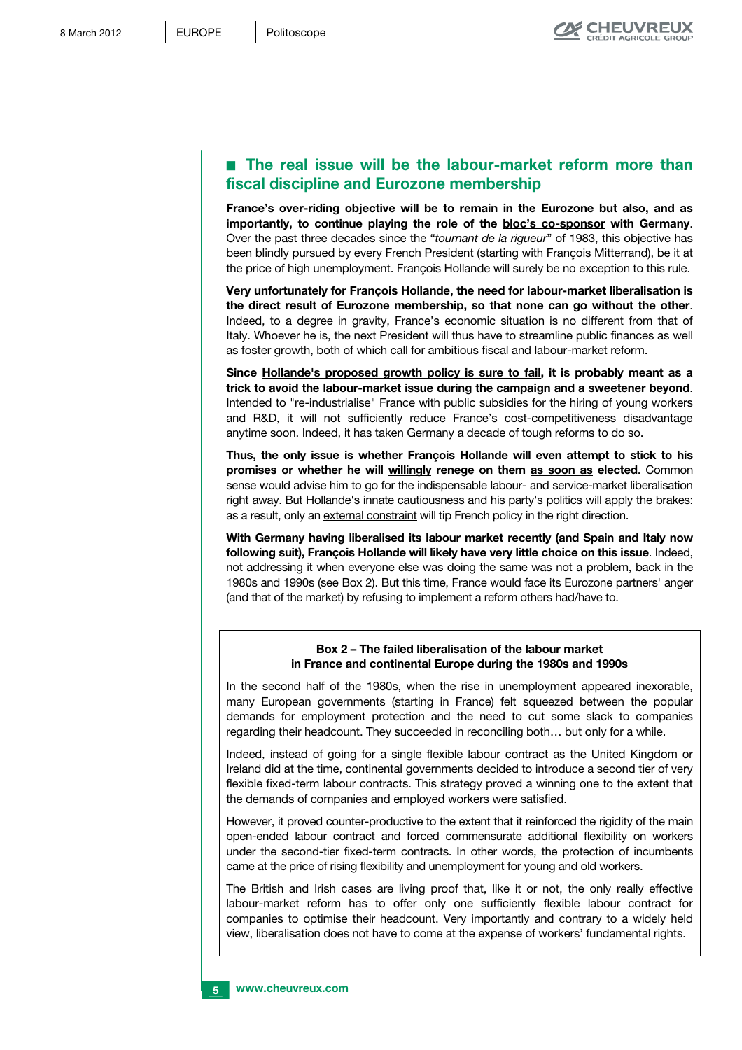## ■ The real issue will be the labour-market reform more than fiscal discipline and Eurozone membership

**France's over-riding objective will be to remain in the Eurozone <u>but also</u>, and as importantly, to continue playing the role of the <u>bloc's co-sponsor</u> with Germany**. Over the past three decades since the "*tournant de la rigueur*" of 1983, this objective has been blindly pursued by every French President (starting with François Mitterrand), be it at the price of high unemployment. François Hollande will surely be no exception to this rule.

**Very unfortunately for François Hollande, the need for labour-market liberalisation is the direct result of Eurozone membership, so that none can go without the other**. Indeed, to a degree in gravity, France's economic situation is no different from that of Italy. Whoever he is, the next President will thus have to streamline public finances as well as foster growth, both of which call for ambitious fiscal <u>and</u> labour-market reform.

**Since <u>Hollande's proposed growth policy is sure to fail</u>, it is probably meant as a trick to avoid the labour-market issue during the campaign and a sweetener beyond**. Intended to "re-industrialise" France with public subsidies for the hiring of young workers and R&D, it will not sufficiently reduce France's cost-competitiveness disadvantage anytime soon. Indeed, it has taken Germany a decade of tough reforms to do so.

**Thus, the only issue is whether François Hollande will <u>even</u> attempt to stick to his promises or whether he will <u>willingly</u> renege on them <u>as soon as</u> elected**. Common sense would advise him to go for the indispensable labour- and service-market liberalisation right away. But Hollande's innate cautiousness and his party's politics will apply the brakes: as a result, only an <u>external constraint</u> will tip French policy in the right direction.

**With Germany having liberalised its labour market recently (and Spain and Italy now following suit), François Hollande will likely have very little choice on this issue**. Indeed, not addressing it when everyone else was doing the same was not a problem, back in the 1980s and 1990s (see Box 2). But this time, France would face its Eurozone partners' anger (and that of the market) by refusing to implement a reform others had/have to.

---

**Box 2 – The failed liberalisation of the labour market in France and continental Europe during the 1980s and 1990s**

In the second half of the 1980s, when the rise in unemployment appeared inexorable, many European governments (starting in France) felt squeezed between the popular demands for employment protection and the need to cut some slack to companies regarding their headcount. They succeeded in reconciling both… but only for a while.

Indeed, instead of going for a single flexible labour contract as the United Kingdom or Ireland did at the time, continental governments decided to introduce a second tier of very flexible fixed-term labour contracts. This strategy proved a winning one to the extent that the demands of companies and employed workers were satisfied.

However, it proved counter-productive to the extent that it reinforced the rigidity of the main open-ended labour contract and forced commensurate additional flexibility on workers under the second-tier fixed-term contracts. In other words, the protection of incumbents came at the price of rising flexibility <u>and</u> unemployment for young and old workers.

The British and Irish cases are living proof that, like it or not, the only really effective labour-market reform has to offer <u>only one sufficiently flexible labour contract</u> for companies to optimise their headcount. Very importantly and contrary to a widely held view, liberalisation does not have to come at the expense of workers' fundamental rights.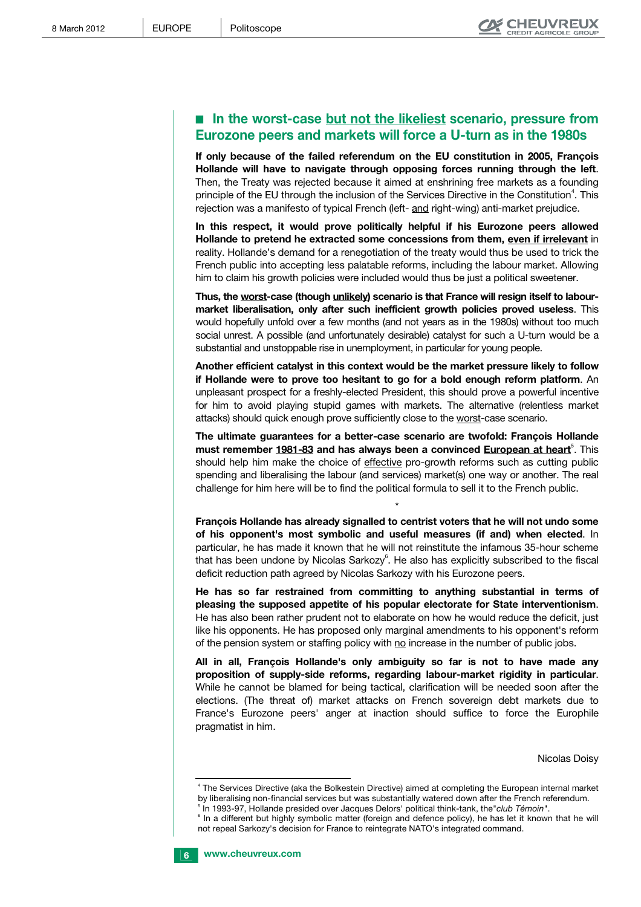## In the worst-case but not the likeliest scenario, pressure from Eurozone peers and markets will force a U-turn as in the 1980s

**If only because of the failed referendum on the EU constitution in 2005, François Hollande will have to navigate through opposing forces running through the left**. Then, the Treaty was rejected because it aimed at enshrining free markets as a founding principle of the EU through the inclusion of the Services Directive in the Constitution[4]. This rejection was a manifesto of typical French (left- and right-wing) anti-market prejudice.

**In this respect, it would prove politically helpful if his Eurozone peers allowed Hollande to pretend he extracted some concessions from them, even if irrelevant** in reality. Hollande's demand for a renegotiation of the treaty would thus be used to trick the French public into accepting less palatable reforms, including the labour market. Allowing him to claim his growth policies were included would thus be just a political sweetener.

**Thus, the worst-case (though unlikely) scenario is that France will resign itself to labour-market liberalisation, only after such inefficient growth policies proved useless**. This would hopefully unfold over a few months (and not years as in the 1980s) without too much social unrest. A possible (and unfortunately desirable) catalyst for such a U-turn would be a substantial and unstoppable rise in unemployment, in particular for young people.

**Another efficient catalyst in this context would be the market pressure likely to follow if Hollande were to prove too hesitant to go for a bold enough reform platform**. An unpleasant prospect for a freshly-elected President, this should prove a powerful incentive for him to avoid playing stupid games with markets. The alternative (relentless market attacks) should quick enough prove sufficiently close to the worst-case scenario.

**The ultimate guarantees for a better-case scenario are twofold: François Hollande must remember 1981-83 and has always been a convinced European at heart**[5]. This should help him make the choice of effective pro-growth reforms such as cutting public spending and liberalising the labour (and services) market(s) one way or another. The real challenge for him here will be to find the political formula to sell it to the French public.

*

**François Hollande has already signalled to centrist voters that he will not undo some of his opponent's most symbolic and useful measures (if and) when elected**. In particular, he has made it known that he will not reinstitute the infamous 35-hour scheme that has been undone by Nicolas Sarkozy[6]. He also has explicitly subscribed to the fiscal deficit reduction path agreed by Nicolas Sarkozy with his Eurozone peers.

**He has so far restrained from committing to anything substantial in terms of pleasing the supposed appetite of his popular electorate for State interventionism**. He has also been rather prudent not to elaborate on how he would reduce the deficit, just like his opponents. He has proposed only marginal amendments to his opponent's reform of the pension system or staffing policy with no increase in the number of public jobs.

**All in all, François Hollande's only ambiguity so far is not to have made any proposition of supply-side reforms, regarding labour-market rigidity in particular**. While he cannot be blamed for being tactical, clarification will be needed soon after the elections. (The threat of) market attacks on French sovereign debt markets due to France's Eurozone peers' anger at inaction should suffice to force the Europhile pragmatist in him.

Nicolas Doisy

---

[4] The Services Directive (aka the Bolkestein Directive) aimed at completing the European internal market by liberalising non-financial services but was substantially watered down after the French referendum.

[5] In 1993-97, Hollande presided over Jacques Delors' political think-tank, the "*club Témoin*".

[6] In a different but highly symbolic matter (foreign and defence policy), he has let it known that he will not repeal Sarkozy's decision for France to reintegrate NATO's integrated command.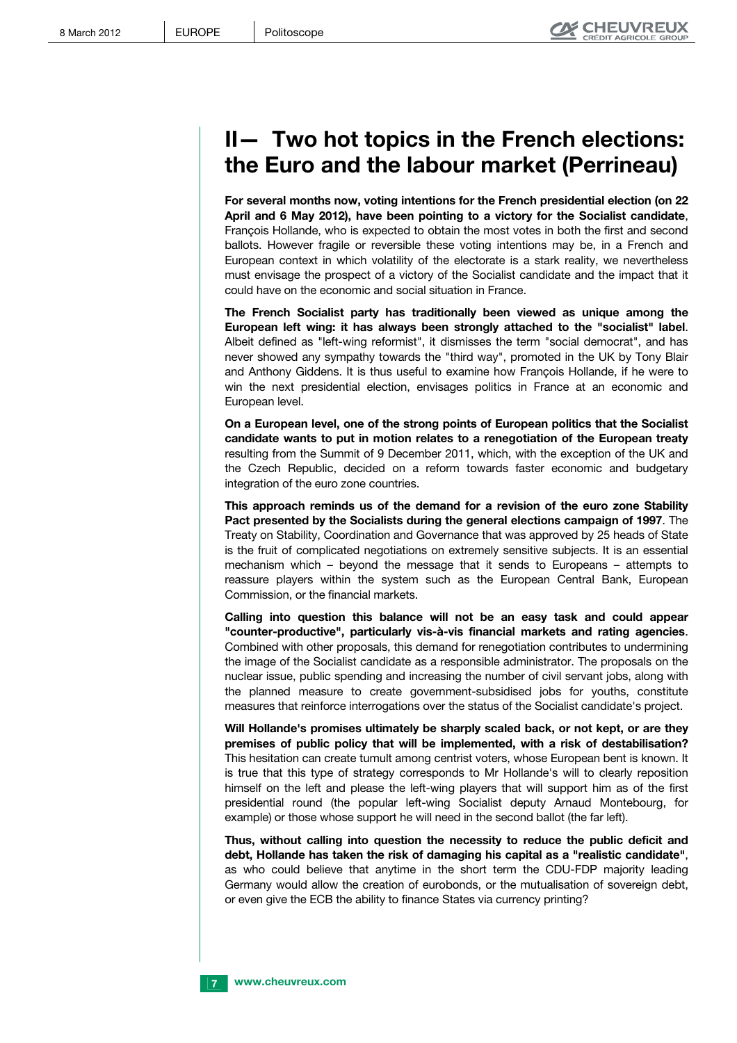# II— Two hot topics in the French elections: the Euro and the labour market (Perrineau)

**For several months now, voting intentions for the French presidential election (on 22 April and 6 May 2012), have been pointing to a victory for the Socialist candidate**, François Hollande, who is expected to obtain the most votes in both the first and second ballots. However fragile or reversible these voting intentions may be, in a French and European context in which volatility of the electorate is a stark reality, we nevertheless must envisage the prospect of a victory of the Socialist candidate and the impact that it could have on the economic and social situation in France.

**The French Socialist party has traditionally been viewed as unique among the European left wing: it has always been strongly attached to the "socialist" label**. Albeit defined as "left-wing reformist", it dismisses the term "social democrat", and has never showed any sympathy towards the "third way", promoted in the UK by Tony Blair and Anthony Giddens. It is thus useful to examine how François Hollande, if he were to win the next presidential election, envisages politics in France at an economic and European level.

**On a European level, one of the strong points of European politics that the Socialist candidate wants to put in motion relates to a renegotiation of the European treaty** resulting from the Summit of 9 December 2011, which, with the exception of the UK and the Czech Republic, decided on a reform towards faster economic and budgetary integration of the euro zone countries.

**This approach reminds us of the demand for a revision of the euro zone Stability Pact presented by the Socialists during the general elections campaign of 1997**. The Treaty on Stability, Coordination and Governance that was approved by 25 heads of State is the fruit of complicated negotiations on extremely sensitive subjects. It is an essential mechanism which – beyond the message that it sends to Europeans – attempts to reassure players within the system such as the European Central Bank, European Commission, or the financial markets.

**Calling into question this balance will not be an easy task and could appear "counter-productive", particularly vis-à-vis financial markets and rating agencies**. Combined with other proposals, this demand for renegotiation contributes to undermining the image of the Socialist candidate as a responsible administrator. The proposals on the nuclear issue, public spending and increasing the number of civil servant jobs, along with the planned measure to create government-subsidised jobs for youths, constitute measures that reinforce interrogations over the status of the Socialist candidate's project.

**Will Hollande's promises ultimately be sharply scaled back, or not kept, or are they premises of public policy that will be implemented, with a risk of destabilisation?** This hesitation can create tumult among centrist voters, whose European bent is known. It is true that this type of strategy corresponds to Mr Hollande's will to clearly reposition himself on the left and please the left-wing players that will support him as of the first presidential round (the popular left-wing Socialist deputy Arnaud Montebourg, for example) or those whose support he will need in the second ballot (the far left).

**Thus, without calling into question the necessity to reduce the public deficit and debt, Hollande has taken the risk of damaging his capital as a "realistic candidate"**, as who could believe that anytime in the short term the CDU-FDP majority leading Germany would allow the creation of eurobonds, or the mutualisation of sovereign debt, or even give the ECB the ability to finance States via currency printing?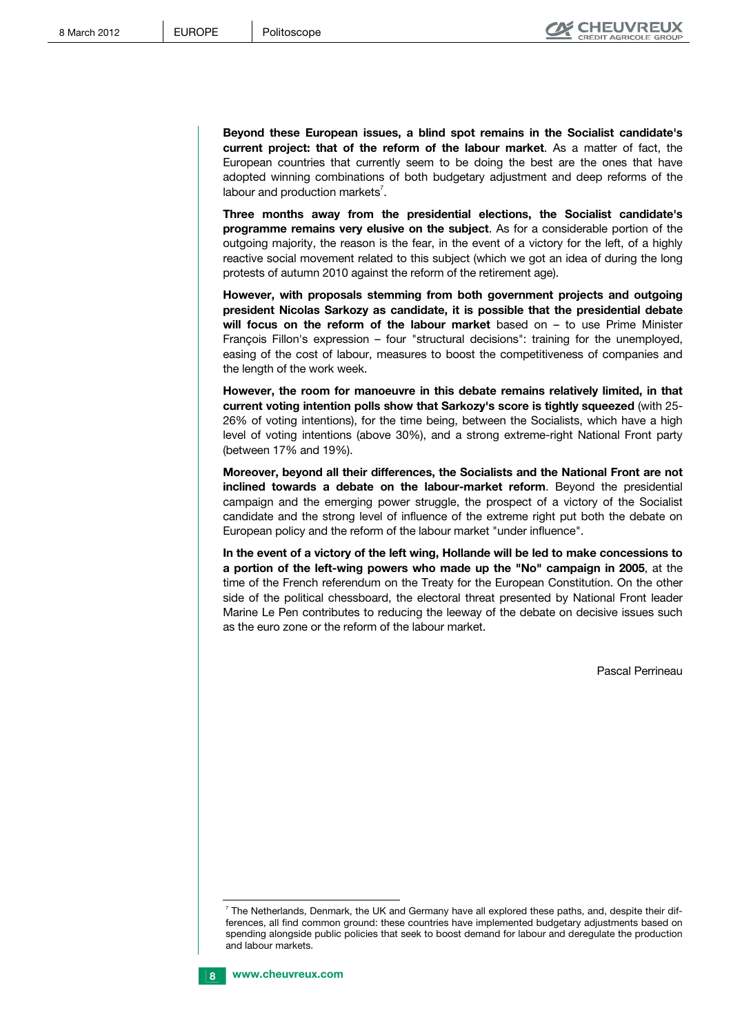**Beyond these European issues, a blind spot remains in the Socialist candidate's current project: that of the reform of the labour market**. As a matter of fact, the European countries that currently seem to be doing the best are the ones that have adopted winning combinations of both budgetary adjustment and deep reforms of the labour and production markets[7].

**Three months away from the presidential elections, the Socialist candidate's programme remains very elusive on the subject**. As for a considerable portion of the outgoing majority, the reason is the fear, in the event of a victory for the left, of a highly reactive social movement related to this subject (which we got an idea of during the long protests of autumn 2010 against the reform of the retirement age).

**However, with proposals stemming from both government projects and outgoing president Nicolas Sarkozy as candidate, it is possible that the presidential debate will focus on the reform of the labour market** based on – to use Prime Minister François Fillon's expression – four "structural decisions": training for the unemployed, easing of the cost of labour, measures to boost the competitiveness of companies and the length of the work week.

**However, the room for manoeuvre in this debate remains relatively limited, in that current voting intention polls show that Sarkozy's score is tightly squeezed** (with 25-26% of voting intentions), for the time being, between the Socialists, which have a high level of voting intentions (above 30%), and a strong extreme-right National Front party (between 17% and 19%).

**Moreover, beyond all their differences, the Socialists and the National Front are not inclined towards a debate on the labour-market reform**. Beyond the presidential campaign and the emerging power struggle, the prospect of a victory of the Socialist candidate and the strong level of influence of the extreme right put both the debate on European policy and the reform of the labour market "under influence".

**In the event of a victory of the left wing, Hollande will be led to make concessions to a portion of the left-wing powers who made up the "No" campaign in 2005**, at the time of the French referendum on the Treaty for the European Constitution. On the other side of the political chessboard, the electoral threat presented by National Front leader Marine Le Pen contributes to reducing the leeway of the debate on decisive issues such as the euro zone or the reform of the labour market.

Pascal Perrineau

---

[7] The Netherlands, Denmark, the UK and Germany have all explored these paths, and, despite their differences, all find common ground: these countries have implemented budgetary adjustments based on spending alongside public policies that seek to boost demand for labour and deregulate the production and labour markets.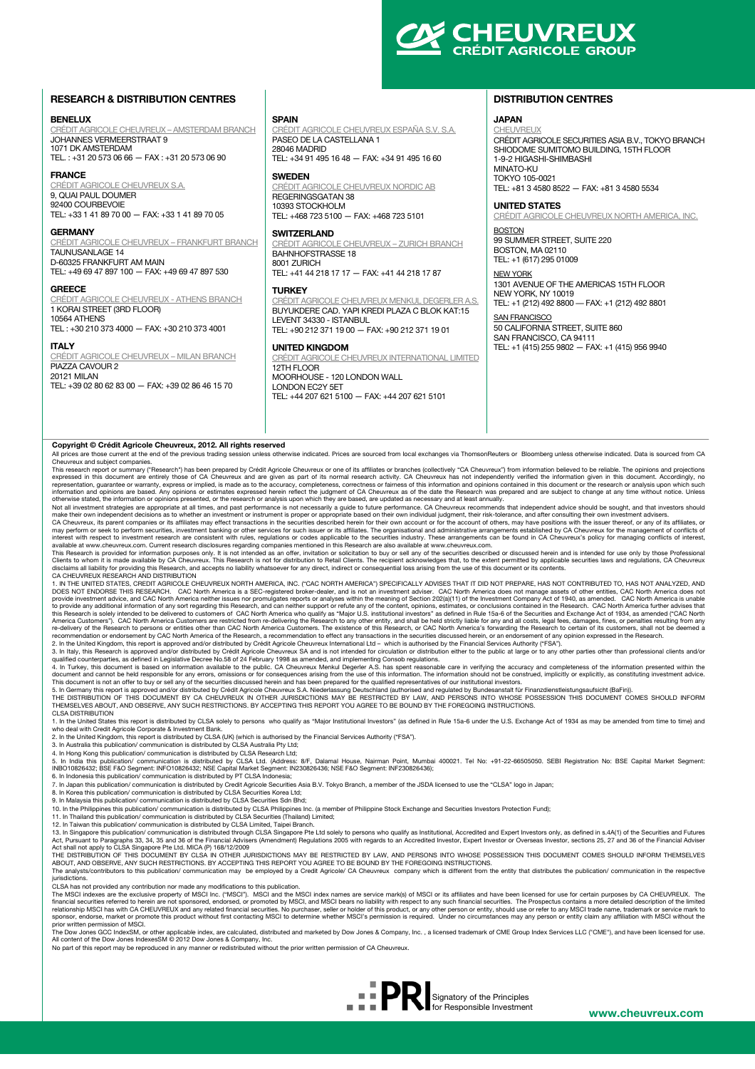## RESEARCH & DISTRIBUTION CENTRES

### BENELUX
CRÉDIT AGRICOLE CHEUVREUX – AMSTERDAM BRANCH
JOHANNES VERMEERSTRAAT 9
1071 DK AMSTERDAM
TEL. : +31 20 573 06 66 — FAX : +31 20 573 06 90

### FRANCE
CRÉDIT AGRICOLE CHEUVREUX S.A.
9, QUAI PAUL DOUMER
92400 COURBEVOIE
TEL: +33 1 41 89 70 00 — FAX: +33 1 41 89 70 05

### GERMANY
CRÉDIT AGRICOLE CHEUVREUX – FRANKFURT BRANCH
TAUNUSANLAGE 14
D-60325 FRANKFURT AM MAIN
TEL: +49 69 47 897 100 — FAX: +49 69 47 897 530

### GREECE
CRÉDIT AGRICOLE CHEUVREUX - ATHENS BRANCH
1 KORAI STREET (3RD FLOOR)
10564 ATHENS
TEL : +30 210 373 4000 — FAX: +30 210 373 4001

### ITALY
CRÉDIT AGRICOLE CHEUVREUX – MILAN BRANCH
PIAZZA CAVOUR 2
20121 MILAN
TEL: +39 02 80 62 83 00 — FAX: +39 02 86 46 15 70

### SPAIN
CRÉDIT AGRICOLE CHEUVREUX ESPAÑA S.V. S.A.
PASEO DE LA CASTELLANA 1
28046 MADRID
TEL: +34 91 495 16 48 — FAX: +34 91 495 16 60

### SWEDEN
CRÉDIT AGRICOLE CHEUVREUX NORDIC AB
REGERINGSGATAN 38
10393 STOCKHOLM
TEL: +468 723 5100 — FAX: +468 723 5101

### SWITZERLAND
CRÉDIT AGRICOLE CHEUVREUX – ZURICH BRANCH
BAHNHOFSTRASSE 18
8001 ZURICH
TEL: +41 44 218 17 17 — FAX: +41 44 218 17 87

### TURKEY
CRÉDIT AGRICOLE CHEUVREUX MENKUL DEGERLER A.S.
BUYUKDERE CAD. YAPI KREDI PLAZA C BLOK KAT:15
LEVENT 34330 - ISTANBUL
TEL: +90 212 371 19 00 — FAX: +90 212 371 19 01

### UNITED KINGDOM
CRÉDIT AGRICOLE CHEUVREUX INTERNATIONAL LIMITED
12TH FLOOR
MOORHOUSE - 120 LONDON WALL
LONDON EC2Y 5ET
TEL: +44 207 621 5100 — FAX: +44 207 621 5101

## DISTRIBUTION CENTRES

### JAPAN
CHEUVREUX
CRÉDIT AGRICOLE SECURITIES ASIA B.V., TOKYO BRANCH
SHIODOME SUMITOMO BUILDING, 15TH FLOOR
1-9-2 HIGASHI-SHIMBASHI
MINATO-KU
TOKYO 105-0021
TEL: +81 3 4580 8522 — FAX: +81 3 4580 5534

### UNITED STATES
CRÉDIT AGRICOLE CHEUVREUX NORTH AMERICA, INC.

BOSTON
99 SUMMER STREET, SUITE 220
BOSTON, MA 02110
TEL: +1 (617) 295 01009

NEW YORK
1301 AVENUE OF THE AMERICAS 15TH FLOOR
NEW YORK, NY 10019
TEL: +1 (212) 492 8800 — FAX: +1 (212) 492 8801

SAN FRANCISCO
50 CALIFORNIA STREET, SUITE 860
SAN FRANCISCO, CA 94111
TEL: +1 (415) 255 9802 — FAX: +1 (415) 956 9940

**Copyright © Crédit Agricole Cheuvreux, 2012. All rights reserved**

All prices are those current at the end of the previous trading session unless otherwise indicated. Prices are sourced from local exchanges via ThomsonReuters or Bloomberg unless otherwise indicated. Data is sourced from CA Cheuvreux and subject companies.

This research report or summary ("Research") has been prepared by Crédit Agricole Cheuvreux or one of its affiliates or branches (collectively "CA Cheuvreux") from information believed to be reliable. The opinions and projections expressed in this document are entirely those of CA Cheuvreux and are given as part of its normal research activity. CA Cheuvreux has not independently verified the information given in this document. Accordingly, no representation, guarantee or warranty, express or implied, is made as to the accuracy, completeness, correctness or fairness of this information and opinions contained in this document or the research or analysis upon which such information and opinions are based. Any opinions or estimates expressed herein reflect the judgment of CA Cheuvreux as of the date the Research was prepared and are subject to change at any time without notice. Unless otherwise stated, the information or opinions presented, or the research or analysis upon which they are based, are updated as necessary and at least annually.

Not all investment strategies are appropriate at all times, and past performance is not necessarily a guide to future performance. CA Cheuvreux recommends that independent advice should be sought, and that investors should make their own independent decisions as to whether an investment or instrument is proper or appropriate based on their own individual judgment, their risk-tolerance, and after consulting their own investment advisers.

CA Cheuvreux, its parent companies or its affiliates may effect transactions in the securities described herein for their own account or for the account of others, may have positions with the issuer thereof, or any of its affiliates, or may perform or seek to perform securities, investment banking or other services for such issuer or its affiliates. The organisational and administrative arrangements established by CA Cheuvreux for the management of conflicts of interest with respect to investment research are consistent with rules, regulations or codes applicable to the securities industry. These arrangements can be found in CA Cheuvreux's policy for managing conflicts of interest, available at www.cheuvreux.com. Current research disclosures regarding companies mentioned in this Research are also available at www.cheuvreux.com.

This Research is provided for information purposes only. It is not intended as an offer, invitation or solicitation to buy or sell any of the securities described or discussed herein and is intended for use only by those Professional Clients to whom it is made available by CA Cheuvreux. This Research is not for distribution to Retail Clients. The recipient acknowledges that, to the extent permitted by applicable securities laws and regulations, CA Cheuvreux disclaims all liability for providing this Research, and accepts no liability whatsoever for any direct, indirect or consequential loss arising from the use of this document or its contents.

CA CHEUVREUX RESEARCH AND DISTRIBUTION

1. IN THE UNITED STATES, CREDIT AGRICOLE CHEUVREUX NORTH AMERICA, INC. ("CAC NORTH AMERICA") SPECIFICALLY ADVISES THAT IT DID NOT PREPARE, HAS NOT CONTRIBUTED TO, HAS NOT ANALYZED, AND DOES NOT ENDORSE THIS RESEARCH. CAC North America is a SEC-registered broker-dealer, and is not an investment adviser. CAC North America does not manage assets of other entities, CAC North America does not provide investment advice, and CAC North America neither issues nor promulgates reports or analyses within the meaning of Section 202(a)(11) of the Investment Company Act of 1940, as amended. CAC North America is unable to provide any additional information of any sort regarding this Research, and can neither support or refute any of the content, opinions, estimates, or conclusions contained in the Research. CAC North America further advises that this Research is solely intended to be delivered to customers of CAC North America who qualify as "Major U.S. institutional investors" as defined in Rule 15a-6 of the Securities and Exchange Act of 1934, as amended ("CAC North America Customers"). CAC North America Customers are restricted from re-delivering the Research to any other entity, and shall be held strictly liable for any and all costs, legal fees, damages, fines, or penalties resulting from any re-delivery of the Research to persons or entities other than CAC North America Customers. The existence of this Research, or CAC North America's forwarding the Research to certain of its customers, shall not be deemed a recommendation or endorsement by CAC North America of the Research, a recommendation to effect any transactions in the securities discussed herein, or an endorsement of any opinion expressed in the Research.

2. In the United Kingdom, this report is approved and/or distributed by Crédit Agricole Cheuvreux International Ltd – which is authorised by the Financial Services Authority ("FSA").

3. In Italy, this Research is approved and/or distributed by Crédit Agricole Cheuvreux SA and is not intended for circulation or distribution either to the public at large or to any other parties other than professional clients and/or qualified counterparties, as defined in Legislative Decree No.58 of 24 February 1998 as amended, and implementing Consob regulations.

4. In Turkey, this document is based on information available to the public. CA Cheuvreux Menkul Degerler A.S. has spent reasonable care in verifying the accuracy and completeness of the information presented within the document and cannot be held responsible for any errors, omissions or for consequences arising from the use of this information. The information should not be construed, implicitly or explicitly, as constituting investment advice. This document is not an offer to buy or sell any of the securities discussed herein and has been prepared for the qualified representatives of our institutional investors.

5. In Germany this report is approved and/or distributed by Crédit Agricole Cheuvreux S.A. Niederlassung Deutschland (authorised and regulated by Bundesanstalt für Finanzdienstleistungsaufsicht (BaFin)).

THE DISTRIBUTION OF THIS DOCUMENT BY CA CHEUVREUX IN OTHER JURISDICTIONS MAY BE RESTRICTED BY LAW, AND PERSONS INTO WHOSE POSSESSION THIS DOCUMENT COMES SHOULD INFORM THEMSELVES ABOUT, AND OBSERVE, ANY SUCH RESTRICTIONS. BY ACCEPTING THIS REPORT YOU AGREE TO BE BOUND BY THE FOREGOING INSTRUCTIONS.

CLSA DISTRIBUTION

1. In the United States this report is distributed by CLSA solely to persons who qualify as "Major Institutional Investors" (as defined in Rule 15a-6 under the U.S. Exchange Act of 1934 as may be amended from time to time) and who deal with Credit Agricole Corporate & Investment Bank.
2. In the United Kingdom, this report is distributed by CLSA (UK) (which is authorised by the Financial Services Authority ("FSA").
3. In Australia this publication/ communication is distributed by CLSA Australia Pty Ltd;
4. In Hong Kong this publication/ communication is distributed by CLSA Research Ltd;
5. In India this publication/ communication is distributed by CLSA Ltd. (Address: 8/F, Dalamal House, Nairman Point, Mumbai 400021. Tel No: +91-22-66505050. SEBI Registration No: BSE Capital Market Segment: INBO10826432; BSE F&O Segment: INFO10826432; NSE Capital Market Segment: IN230826436; NSE F&O Segment: INF230826436);
6. In Indonesia this publication/ communication is distributed by PT CLSA Indonesia;
7. In Japan this publication/ communication is distributed by Credit Agricole Securities Asia B.V. Tokyo Branch, a member of the JSDA licensed to use the "CLSA" logo in Japan;
8. In Korea this publication/ communication is distributed by CLSA Securities Korea Ltd;
9. In Malaysia this publication/ communication is distributed by CLSA Securities Sdn Bhd;
10. In the Philippines this publication/ communication is distributed by CLSA Philippines Inc. (a member of Philippine Stock Exchange and Securities Investors Protection Fund);
11. In Thailand this publication/ communication is distributed by CLSA Securities (Thailand) Limited;
12. In Taiwan this publication/ communication is distributed by CLSA Limited, Taipei Branch.
13. In Singapore this publication/ communication is distributed through CLSA Singapore Pte Ltd solely to persons who qualify as Institutional, Accredited and Expert Investors only, as defined in s.4A(1) of the Securities and Futures Act, Pursuant to Paragraphs 33, 34, 35 and 36 of the Financial Advisers (Amendment) Regulations 2005 with regards to an Accredited Investor, Expert Investor or Overseas Investor, sections 25, 27 and 36 of the Financial Adviser Act shall not apply to CLSA Singapore Pte Ltd. MICA (P) 168/12/2009

THE DISTRIBUTION OF THIS DOCUMENT BY CLSA IN OTHER JURISDICTIONS MAY BE RESTRICTED BY LAW, AND PERSONS INTO WHOSE POSSESSION THIS DOCUMENT COMES SHOULD INFORM THEMSELVES ABOUT, AND OBSERVE, ANY SUCH RESTRICTIONS. BY ACCEPTING THIS REPORT YOU AGREE TO BE BOUND BY THE FOREGOING INSTRUCTIONS.

The analysts/contributors to this publication/ communication may be employed by a Credit Agricole/ CA Cheuvreux company which is different from the entity that distributes the publication/ communication in the respective jurisdictions.

CLSA has not provided any contribution nor made any modifications to this publication.

The MSCI indexes are the exclusive property of MSCI Inc. ("MSCI"). MSCI and the MSCI index names are service mark(s) of MSCI or its affiliates and have been licensed for use for certain purposes by CA CHEUVREUX. The financial securities referred to herein are not sponsored, endorsed, or promoted by MSCI, and MSCI bears no liability with respect to any such financial securities. The Prospectus contains a more detailed description of the limited relationship MSCI has with CA CHEUVREUX and any related financial securities. No purchaser, seller or holder of this product, or any other person or entity, should use or refer to any MSCI trade name, trademark or service mark to sponsor, endorse, market or promote this product without first contacting MSCI to determine whether MSCI's permission is required. Under no circumstances may any person or entity claim any affiliation with MSCI without the prior written permission of MSCI.

The Dow Jones GCC IndexSM, or other applicable index, are calculated, distributed and marketed by Dow Jones & Company, Inc. , a licensed trademark of CME Group Index Services LLC ("CME"), and have been licensed for use. All content of the Dow Jones IndexesSM © 2012 Dow Jones & Company, Inc.

No part of this report may be reproduced in any manner or redistributed without the prior written permission of CA Cheuvreux.

PRI Signatory of the Principles for Responsible Investment

www.cheuvreux.com